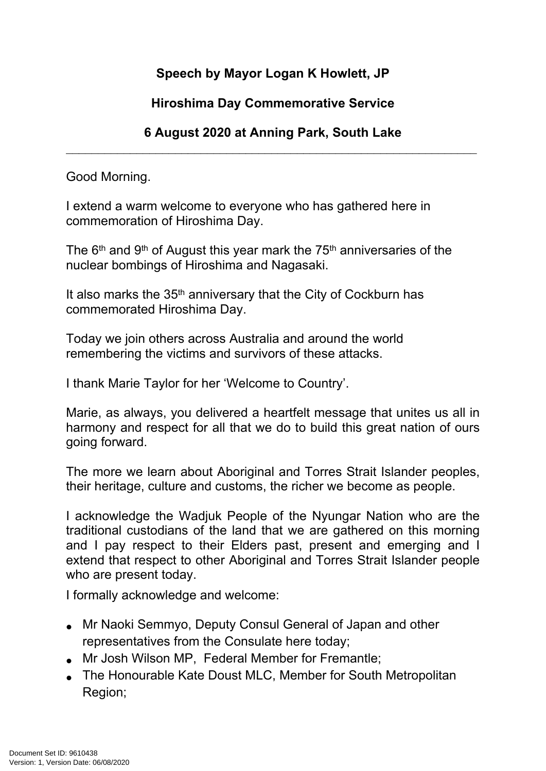**Speech by Mayor Logan K Howlett, JP**

**Hiroshima Day Commemorative Service**

**6 August 2020 at Anning Park, South Lake**

---

Good Morning.

I extend a warm welcome to everyone who has gathered here in commemoration of Hiroshima Day.

The 6th and 9th of August this year mark the 75th anniversaries of the nuclear bombings of Hiroshima and Nagasaki.

It also marks the 35th anniversary that the City of Cockburn has commemorated Hiroshima Day.

Today we join others across Australia and around the world remembering the victims and survivors of these attacks.

I thank Marie Taylor for her 'Welcome to Country'.

Marie, as always, you delivered a heartfelt message that unites us all in harmony and respect for all that we do to build this great nation of ours going forward.

The more we learn about Aboriginal and Torres Strait Islander peoples, their heritage, culture and customs, the richer we become as people.

I acknowledge the Wadjuk People of the Nyungar Nation who are the traditional custodians of the land that we are gathered on this morning and I pay respect to their Elders past, present and emerging and I extend that respect to other Aboriginal and Torres Strait Islander people who are present today.

I formally acknowledge and welcome:

- Mr Naoki Semmyo, Deputy Consul General of Japan and other representatives from the Consulate here today;
- Mr Josh Wilson MP, Federal Member for Fremantle;
- The Honourable Kate Doust MLC, Member for South Metropolitan Region;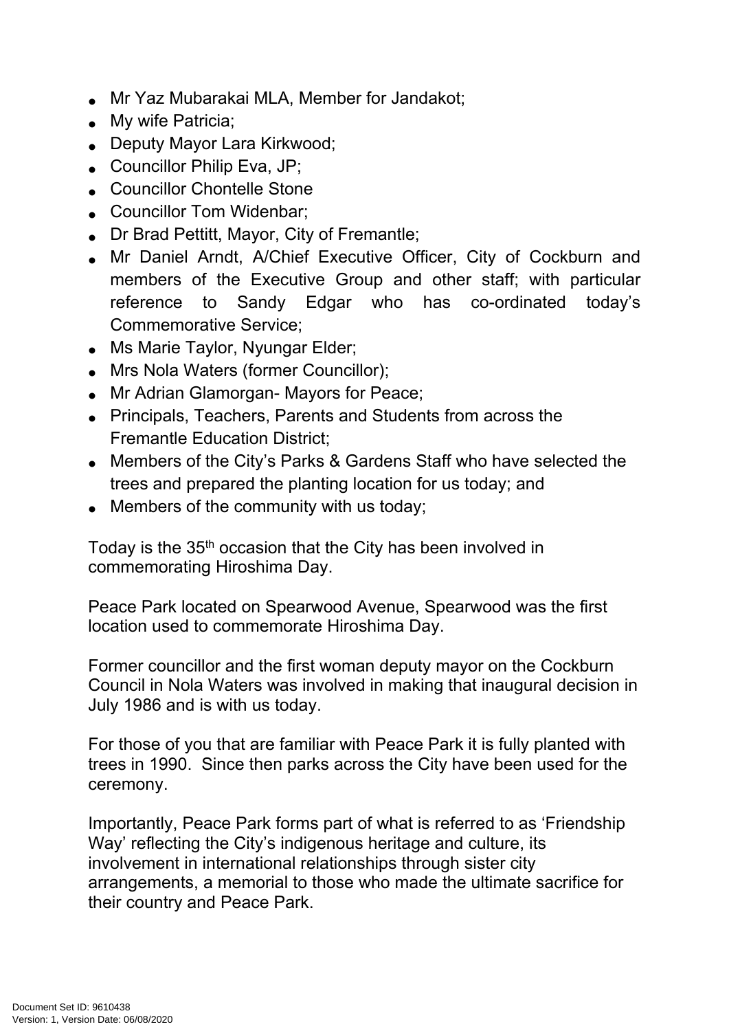- Mr Yaz Mubarakai MLA, Member for Jandakot;
- My wife Patricia;
- Deputy Mayor Lara Kirkwood;
- Councillor Philip Eva, JP;
- Councillor Chontelle Stone
- Councillor Tom Widenbar;
- Dr Brad Pettitt, Mayor, City of Fremantle;
- Mr Daniel Arndt, A/Chief Executive Officer, City of Cockburn and members of the Executive Group and other staff; with particular reference to Sandy Edgar who has co-ordinated today's Commemorative Service;
- Ms Marie Taylor, Nyungar Elder;
- Mrs Nola Waters (former Councillor);
- Mr Adrian Glamorgan- Mayors for Peace;
- Principals, Teachers, Parents and Students from across the Fremantle Education District;
- Members of the City's Parks & Gardens Staff who have selected the trees and prepared the planting location for us today; and
- Members of the community with us today;

Today is the 35th occasion that the City has been involved in commemorating Hiroshima Day.

Peace Park located on Spearwood Avenue, Spearwood was the first location used to commemorate Hiroshima Day.

Former councillor and the first woman deputy mayor on the Cockburn Council in Nola Waters was involved in making that inaugural decision in July 1986 and is with us today.

For those of you that are familiar with Peace Park it is fully planted with trees in 1990. Since then parks across the City have been used for the ceremony.

Importantly, Peace Park forms part of what is referred to as 'Friendship Way' reflecting the City's indigenous heritage and culture, its involvement in international relationships through sister city arrangements, a memorial to those who made the ultimate sacrifice for their country and Peace Park.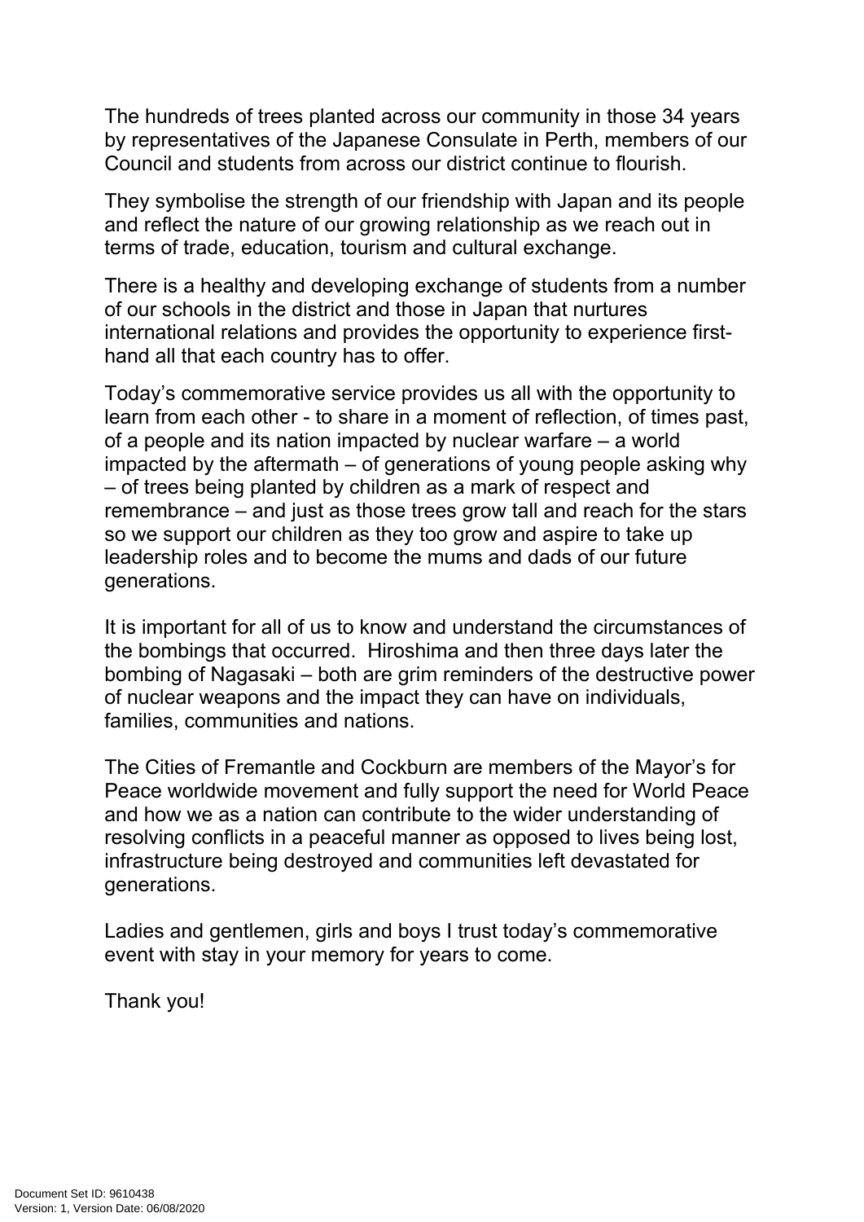The hundreds of trees planted across our community in those 34 years by representatives of the Japanese Consulate in Perth, members of our Council and students from across our district continue to flourish.

They symbolise the strength of our friendship with Japan and its people and reflect the nature of our growing relationship as we reach out in terms of trade, education, tourism and cultural exchange.

There is a healthy and developing exchange of students from a number of our schools in the district and those in Japan that nurtures international relations and provides the opportunity to experience first-hand all that each country has to offer.

Today's commemorative service provides us all with the opportunity to learn from each other - to share in a moment of reflection, of times past, of a people and its nation impacted by nuclear warfare – a world impacted by the aftermath – of generations of young people asking why – of trees being planted by children as a mark of respect and remembrance – and just as those trees grow tall and reach for the stars so we support our children as they too grow and aspire to take up leadership roles and to become the mums and dads of our future generations.

It is important for all of us to know and understand the circumstances of the bombings that occurred. Hiroshima and then three days later the bombing of Nagasaki – both are grim reminders of the destructive power of nuclear weapons and the impact they can have on individuals, families, communities and nations.

The Cities of Fremantle and Cockburn are members of the Mayor's for Peace worldwide movement and fully support the need for World Peace and how we as a nation can contribute to the wider understanding of resolving conflicts in a peaceful manner as opposed to lives being lost, infrastructure being destroyed and communities left devastated for generations.

Ladies and gentlemen, girls and boys I trust today's commemorative event with stay in your memory for years to come.

Thank you!

Document Set ID: 9610438
Version: 1, Version Date: 06/08/2020